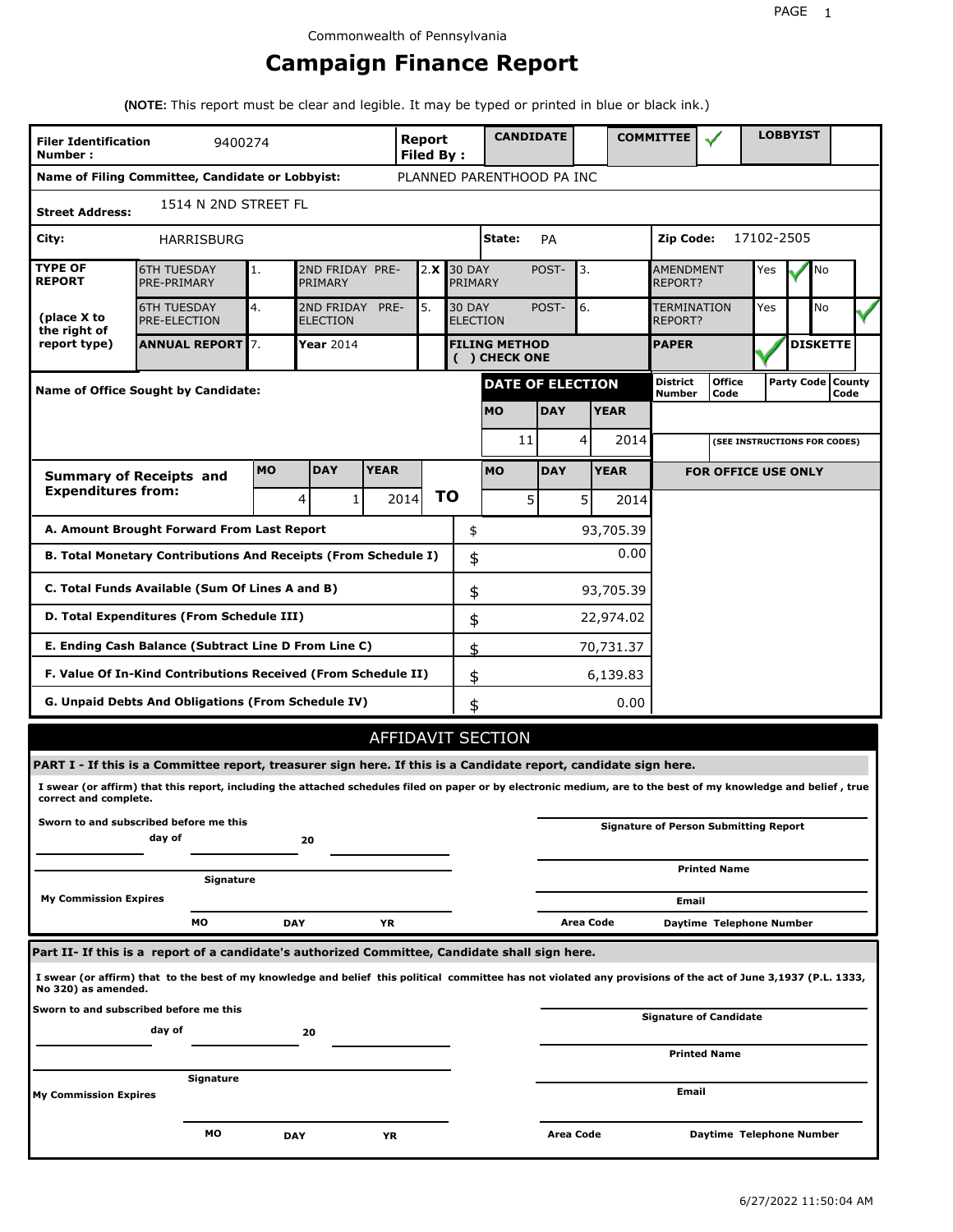Commonwealth of Pennsylvania

# Campaign Finance Report

**(NOTE:** This report must be clear and legible. It may be typed or printed in blue or black ink.)

| **Filer Identification Number :** | 9400274 | **Report Filed By :** | **CANDIDATE** | | **COMMITTEE** | ✓ | **LOBBYIST** | |
|---|---|---|---|---|---|---|---|---|

**Name of Filing Committee, Candidate or Lobbyist:** PLANNED PARENTHOOD PA INC

**Street Address:** 1514 N 2ND STREET FL

**City:** HARRISBURG **State:** PA **Zip Code:** 17102-2505

| **TYPE OF REPORT** | 6TH TUESDAY PRE-PRIMARY | 1. | 2ND FRIDAY PRE-PRIMARY | 2. X | 30 DAY POST-PRIMARY | 3. | AMENDMENT REPORT? | Yes ✓ | No |
|---|---|---|---|---|---|---|---|---|---|
| **(place X to the right of report type)** | 6TH TUESDAY PRE-ELECTION | 4. | 2ND FRIDAY PRE-ELECTION | 5. | 30 DAY POST-ELECTION | 6. | TERMINATION REPORT? | Yes | No ✓ |
| | **ANNUAL REPORT** | 7. | **Year** 2014 | | **FILING METHOD ( ) CHECK ONE** | | **PAPER** ✓ | **DISKETTE** | |

**Name of Office Sought by Candidate:**

| **DATE OF ELECTION** | | |
|---|---|---|
| **MO** | **DAY** | **YEAR** |
| 11 | 4 | 2014 |

| District Number | Office Code | Party Code | County Code |
|---|---|---|---|
| | | | |

(SEE INSTRUCTIONS FOR CODES)

| **Summary of Receipts and Expenditures from:** | **MO** | **DAY** | **YEAR** | | **MO** | **DAY** | **YEAR** |
|---|---|---|---|---|---|---|---|
| | 4 | 1 | 2014 | **TO** | 5 | 5 | 2014 |

**FOR OFFICE USE ONLY**

| | | |
|---|---|---|
| **A. Amount Brought Forward From Last Report** | $ | 93,705.39 |
| **B. Total Monetary Contributions And Receipts (From Schedule I)** | $ | 0.00 |
| **C. Total Funds Available (Sum Of Lines A and B)** | $ | 93,705.39 |
| **D. Total Expenditures (From Schedule III)** | $ | 22,974.02 |
| **E. Ending Cash Balance (Subtract Line D From Line C)** | $ | 70,731.37 |
| **F. Value Of In-Kind Contributions Received (From Schedule II)** | $ | 6,139.83 |
| **G. Unpaid Debts And Obligations (From Schedule IV)** | $ | 0.00 |

## AFFIDAVIT SECTION

**PART I - If this is a Committee report, treasurer sign here. If this is a Candidate report, candidate sign here.**

**I swear (or affirm) that this report, including the attached schedules filed on paper or by electronic medium, are to the best of my knowledge and belief , true correct and complete.**

**Sworn to and subscribed before me this** ______ **day of** ______ **20** ______

______
**Signature**

**My Commission Expires** ______
**MO** **DAY** **YR**

______
**Signature of Person Submitting Report**

______
**Printed Name**

______
**Email**

______
**Area Code** **Daytime Telephone Number**

**Part II- If this is a report of a candidate's authorized Committee, Candidate shall sign here.**

**I swear (or affirm) that to the best of my knowledge and belief this political committee has not violated any provisions of the act of June 3,1937 (P.L. 1333, No 320) as amended.**

**Sworn to and subscribed before me this** ______ **day of** ______ **20** ______

______
**Signature**

**My Commission Expires** ______
**MO** **DAY** **YR**

______
**Signature of Candidate**

______
**Printed Name**

______
**Email**

______
**Area Code** **Daytime Telephone Number**

6/27/2022 11:50:04 AM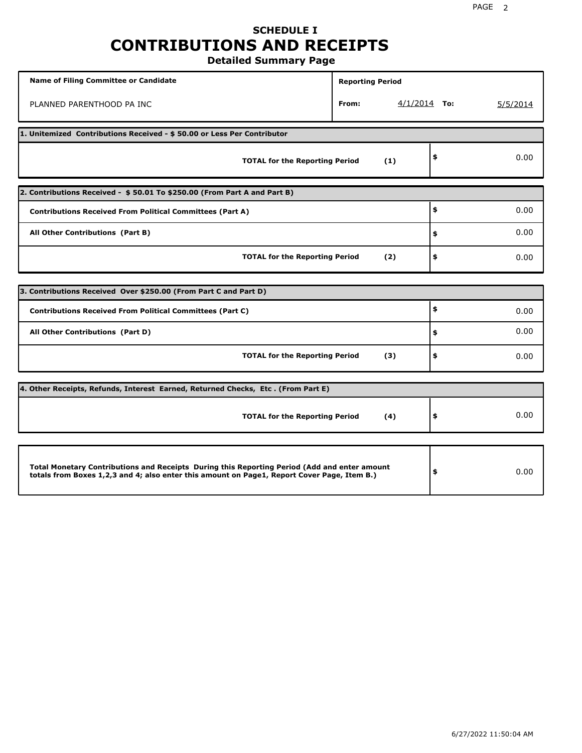# SCHEDULE I
# CONTRIBUTIONS AND RECEIPTS
## Detailed Summary Page

| Name of Filing Committee or Candidate | Reporting Period | | |
|---|---|---|---|
| PLANNED PARENTHOOD PA INC | From: 4/1/2014 | To: | 5/5/2014 |

**1. Unitemized Contributions Received - $ 50.00 or Less Per Contributor**

| | | |
|---|---|---|
| **TOTAL for the Reporting Period** | **(1)** | $ 0.00 |

**2. Contributions Received - $ 50.01 To $250.00 (From Part A and Part B)**

| | | |
|---|---|---|
| **Contributions Received From Political Committees (Part A)** | | $ 0.00 |
| **All Other Contributions (Part B)** | | $ 0.00 |
| **TOTAL for the Reporting Period** | **(2)** | $ 0.00 |

**3. Contributions Received Over $250.00 (From Part C and Part D)**

| | | |
|---|---|---|
| **Contributions Received From Political Committees (Part C)** | | $ 0.00 |
| **All Other Contributions (Part D)** | | $ 0.00 |
| **TOTAL for the Reporting Period** | **(3)** | $ 0.00 |

**4. Other Receipts, Refunds, Interest Earned, Returned Checks, Etc . (From Part E)**

| | | |
|---|---|---|
| **TOTAL for the Reporting Period** | **(4)** | $ 0.00 |

| | |
|---|---|
| **Total Monetary Contributions and Receipts During this Reporting Period (Add and enter amount totals from Boxes 1,2,3 and 4; also enter this amount on Page1, Report Cover Page, Item B.)** | $ 0.00 |

6/27/2022 11:50:04 AM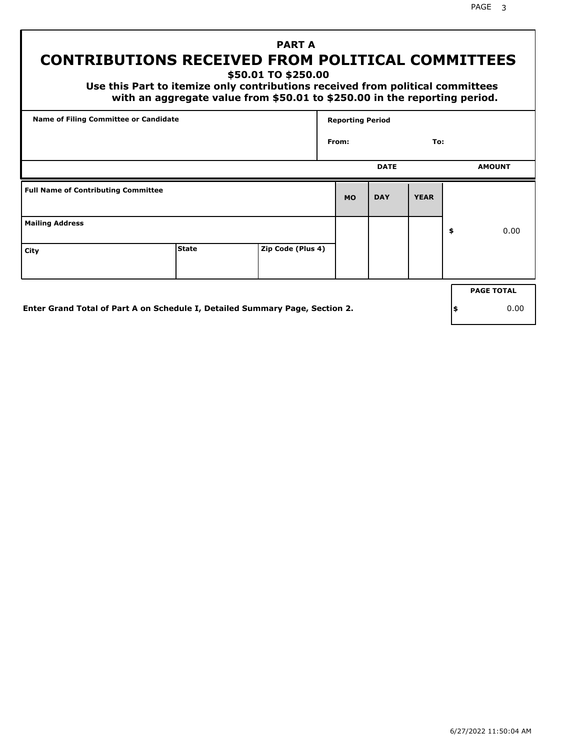## PART A

# CONTRIBUTIONS RECEIVED FROM POLITICAL COMMITTEES

**$50.01 TO $250.00**

**Use this Part to itemize only contributions received from political committees with an aggregate value from $50.01 to $250.00 in the reporting period.**

| Name of Filing Committee or Candidate | Reporting Period |
|---|---|
| | From: To: |

| | DATE | | | AMOUNT |
|---|---|---|---|---|
| **Full Name of Contributing Committee** | **MO** | **DAY** | **YEAR** | |
| **Mailing Address** | | | | $ 0.00 |
| **City** / **State** / **Zip Code (Plus 4)** | | | | |

**Enter Grand Total of Part A on Schedule I, Detailed Summary Page, Section 2.**

| PAGE TOTAL |
|---|
| $ 0.00 |

6/27/2022 11:50:04 AM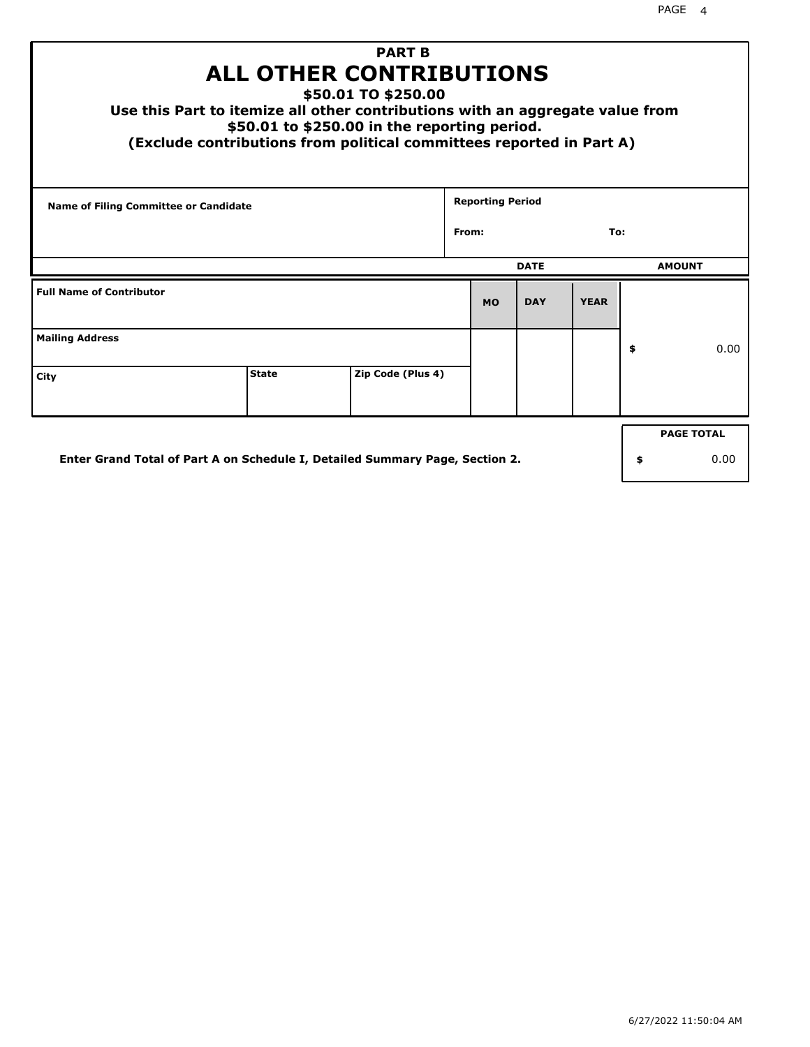# PART B
## ALL OTHER CONTRIBUTIONS

**$50.01 TO $250.00**

**Use this Part to itemize all other contributions with an aggregate value from $50.01 to $250.00 in the reporting period.**

**(Exclude contributions from political committees reported in Part A)**

| Name of Filing Committee or Candidate | Reporting Period |
|---|---|
| | From: To: |

| Full Name of Contributor | | | DATE MO | DATE DAY | DATE YEAR | AMOUNT |
|---|---|---|---|---|---|---|
| Mailing Address | | | | | | $ 0.00 |
| City | State | Zip Code (Plus 4) | | | | |

**Enter Grand Total of Part A on Schedule I, Detailed Summary Page, Section 2.**

| PAGE TOTAL |
|---|
| $ 0.00 |

6/27/2022 11:50:04 AM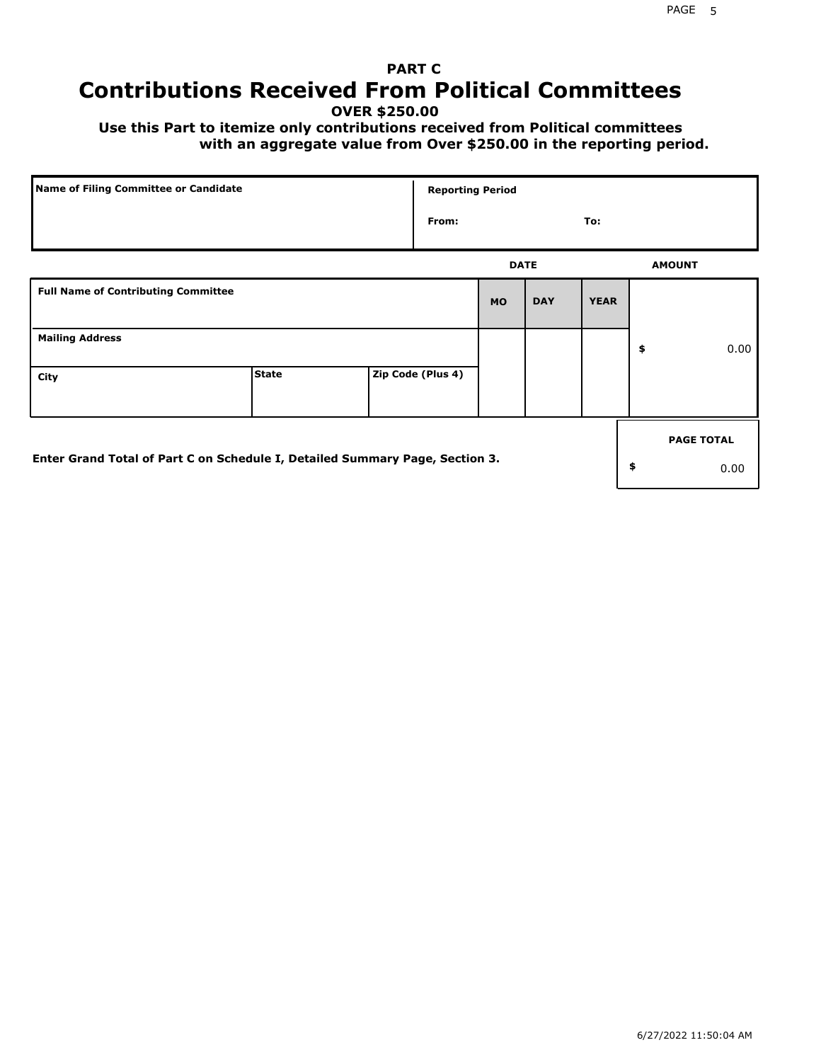# PART C
# Contributions Received From Political Committees

**OVER $250.00**

**Use this Part to itemize only contributions received from Political committees with an aggregate value from Over $250.00 in the reporting period.**

| Name of Filing Committee or Candidate | Reporting Period |
| --- | --- |
| | From: To: |

| Full Name of Contributing Committee | | | DATE MO | DAY | YEAR | AMOUNT |
| --- | --- | --- | --- | --- | --- | --- |
| Mailing Address | | | | | | $ 0.00 |
| City | State | Zip Code (Plus 4) | | | | |

Enter Grand Total of Part C on Schedule I, Detailed Summary Page, Section 3.

| PAGE TOTAL |
| --- |
| $ 0.00 |

6/27/2022 11:50:04 AM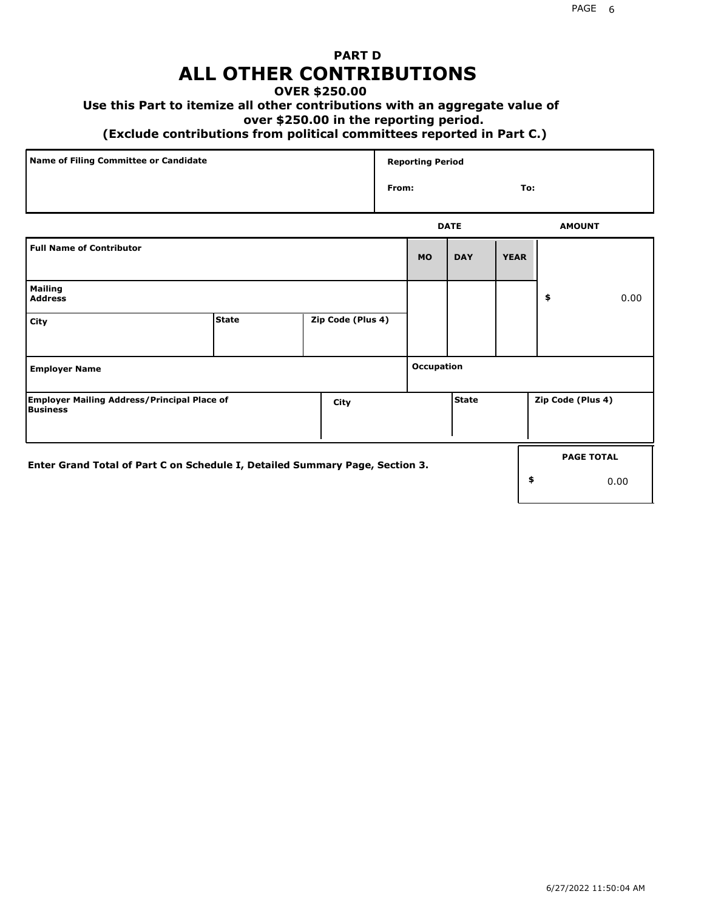## PART D
# ALL OTHER CONTRIBUTIONS
### OVER $250.00

**Use this Part to itemize all other contributions with an aggregate value of over $250.00 in the reporting period.**

**(Exclude contributions from political committees reported in Part C.)**

| Name of Filing Committee or Candidate | Reporting Period |
|---|---|
| | From: To: |

| Full Name of Contributor | | | DATE MO | DAY | YEAR | AMOUNT |
|---|---|---|---|---|---|---|
| Mailing Address | | | | | | $ 0.00 |
| City | State | Zip Code (Plus 4) | | | | |
| Employer Name | | | Occupation | | | |
| Employer Mailing Address/Principal Place of Business | City | | State | | Zip Code (Plus 4) | |

**Enter Grand Total of Part C on Schedule I, Detailed Summary Page, Section 3.**

| PAGE TOTAL |
|---|
| $ 0.00 |

6/27/2022 11:50:04 AM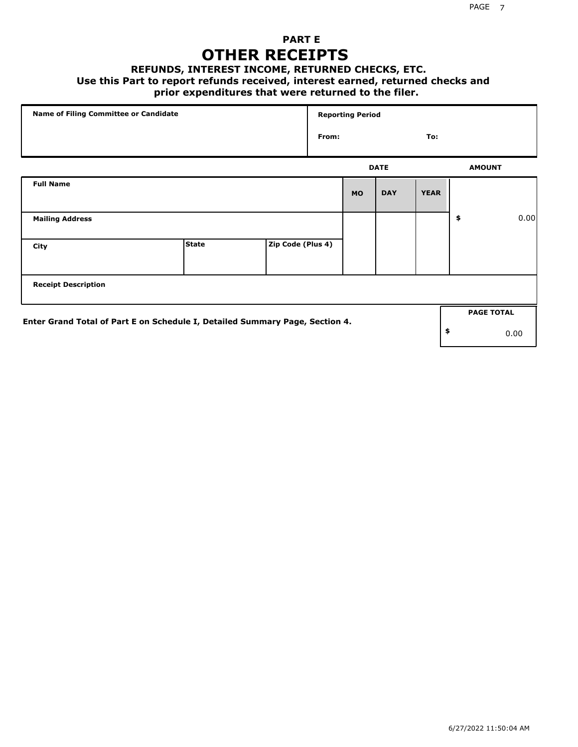## PART E

# OTHER RECEIPTS

### REFUNDS, INTEREST INCOME, RETURNED CHECKS, ETC.

**Use this Part to report refunds received, interest earned, returned checks and prior expenditures that were returned to the filer.**

| Name of Filing Committee or Candidate | Reporting Period | |
|---|---|---|
| | From: | To: |

| | | | DATE | | | AMOUNT |
|---|---|---|---|---|---|---|
| **Full Name** | | | **MO** | **DAY** | **YEAR** | |
| **Mailing Address** | | | | | | $ 0.00 |
| **City** | **State** | **Zip Code (Plus 4)** | | | | |
| **Receipt Description** | | | | | | |

**Enter Grand Total of Part E on Schedule I, Detailed Summary Page, Section 4.**

| PAGE TOTAL |
|---|
| $ 0.00 |

6/27/2022 11:50:04 AM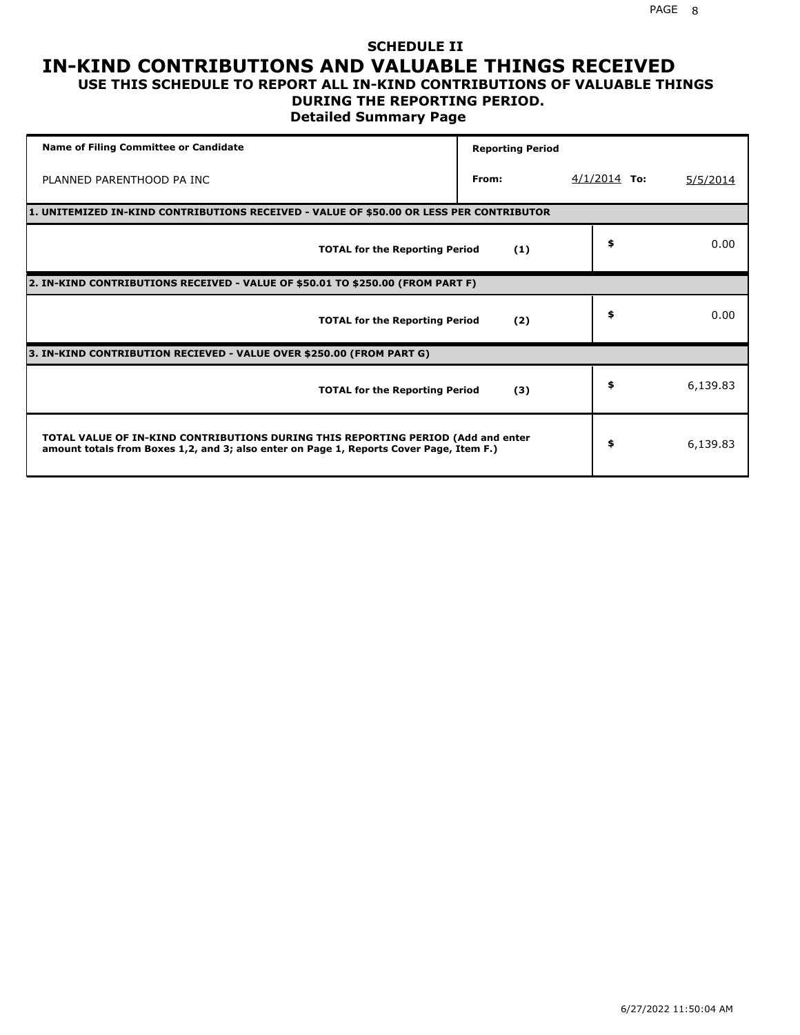# SCHEDULE II

# IN-KIND CONTRIBUTIONS AND VALUABLE THINGS RECEIVED

### USE THIS SCHEDULE TO REPORT ALL IN-KIND CONTRIBUTIONS OF VALUABLE THINGS DURING THE REPORTING PERIOD.

### Detailed Summary Page

| Name of Filing Committee or Candidate | Reporting Period | | | |
|---|---|---|---|---|
| PLANNED PARENTHOOD PA INC | From: | 4/1/2014 | To: | 5/5/2014 |

| | | |
|---|---|---|
| **1. UNITEMIZED IN-KIND CONTRIBUTIONS RECEIVED - VALUE OF $50.00 OR LESS PER CONTRIBUTOR** | | |
| **TOTAL for the Reporting Period** | **(1)** | $ 0.00 |
| **2. IN-KIND CONTRIBUTIONS RECEIVED - VALUE OF $50.01 TO $250.00 (FROM PART F)** | | |
| **TOTAL for the Reporting Period** | **(2)** | $ 0.00 |
| **3. IN-KIND CONTRIBUTION RECIEVED - VALUE OVER $250.00 (FROM PART G)** | | |
| **TOTAL for the Reporting Period** | **(3)** | $ 6,139.83 |
| **TOTAL VALUE OF IN-KIND CONTRIBUTIONS DURING THIS REPORTING PERIOD (Add and enter amount totals from Boxes 1,2, and 3; also enter on Page 1, Reports Cover Page, Item F.)** | | $ 6,139.83 |

6/27/2022 11:50:04 AM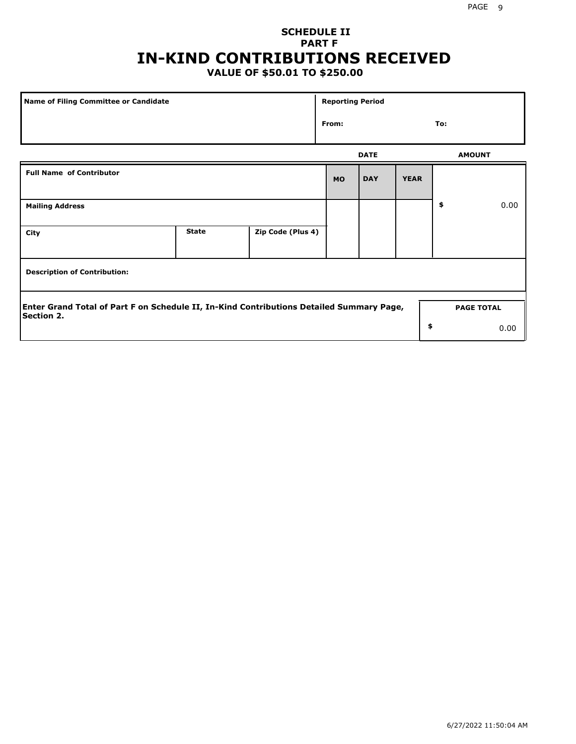# SCHEDULE II
## PART F
# IN-KIND CONTRIBUTIONS RECEIVED
### VALUE OF $50.01 TO $250.00

| Name of Filing Committee or Candidate | Reporting Period | |
|---|---|---|
| | From: | To: |

| Full Name of Contributor | | | DATE MO | DATE DAY | DATE YEAR | AMOUNT |
|---|---|---|---|---|---|---|
| Mailing Address | | | | | | $ 0.00 |
| City | State | Zip Code (Plus 4) | | | | |
| Description of Contribution: | | | | | | |

| Enter Grand Total of Part F on Schedule II, In-Kind Contributions Detailed Summary Page, Section 2. | PAGE TOTAL |
|---|---|
| | $ 0.00 |

6/27/2022 11:50:04 AM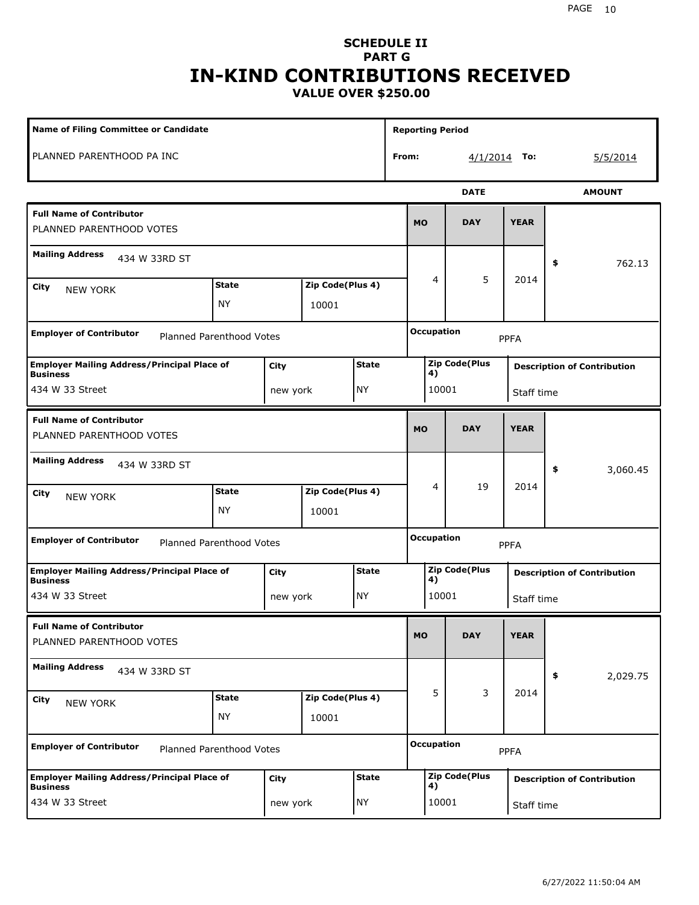# SCHEDULE II
## PART G
# IN-KIND CONTRIBUTIONS RECEIVED
### VALUE OVER $250.00

| Name of Filing Committee or Candidate | Reporting Period |
|---|---|
| PLANNED PARENTHOOD PA INC | From: 4/1/2014 To: 5/5/2014 |

| Full Name of Contributor | Mailing Address | City | State | Zip Code(Plus 4) | Date (MO/DAY/YEAR) | Amount |
|---|---|---|---|---|---|---|
| PLANNED PARENTHOOD VOTES | 434 W 33RD ST | NEW YORK | NY | 10001 | 4/5/2014 | $ 762.13 |

| Employer of Contributor | Occupation |
|---|---|
| Planned Parenthood Votes | PPFA |

| Employer Mailing Address/Principal Place of Business | City | State | Zip Code(Plus 4) | Description of Contribution |
|---|---|---|---|---|
| 434 W 33 Street | new york | NY | 10001 | Staff time |

| Full Name of Contributor | Mailing Address | City | State | Zip Code(Plus 4) | Date (MO/DAY/YEAR) | Amount |
|---|---|---|---|---|---|---|
| PLANNED PARENTHOOD VOTES | 434 W 33RD ST | NEW YORK | NY | 10001 | 4/19/2014 | $ 3,060.45 |

| Employer of Contributor | Occupation |
|---|---|
| Planned Parenthood Votes | PPFA |

| Employer Mailing Address/Principal Place of Business | City | State | Zip Code(Plus 4) | Description of Contribution |
|---|---|---|---|---|
| 434 W 33 Street | new york | NY | 10001 | Staff time |

| Full Name of Contributor | Mailing Address | City | State | Zip Code(Plus 4) | Date (MO/DAY/YEAR) | Amount |
|---|---|---|---|---|---|---|
| PLANNED PARENTHOOD VOTES | 434 W 33RD ST | NEW YORK | NY | 10001 | 5/3/2014 | $ 2,029.75 |

| Employer of Contributor | Occupation |
|---|---|
| Planned Parenthood Votes | PPFA |

| Employer Mailing Address/Principal Place of Business | City | State | Zip Code(Plus 4) | Description of Contribution |
|---|---|---|---|---|
| 434 W 33 Street | new york | NY | 10001 | Staff time |

6/27/2022 11:50:04 AM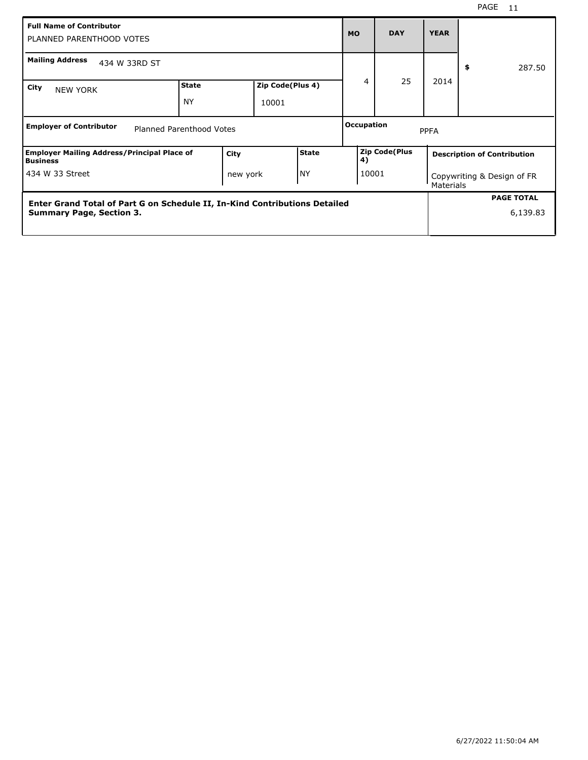| **Full Name of Contributor** | | | **MO** | **DAY** | **YEAR** | |
|---|---|---|---|---|---|---|
| PLANNED PARENTHOOD VOTES | | | | | | |
| **Mailing Address** 434 W 33RD ST | | | 4 | 25 | 2014 | $ 287.50 |
| **City** NEW YORK | **State** NY | **Zip Code(Plus 4)** 10001 | | | | |

| **Employer of Contributor** | Planned Parenthood Votes | **Occupation** | PPFA |
|---|---|---|---|

| **Employer Mailing Address/Principal Place of Business** | **City** | **State** | **Zip Code(Plus 4)** | **Description of Contribution** |
|---|---|---|---|---|
| 434 W 33 Street | new york | NY | 10001 | Copywriting & Design of FR Materials |

| **Enter Grand Total of Part G on Schedule II, In-Kind Contributions Detailed Summary Page, Section 3.** | **PAGE TOTAL** |
|---|---|
| | 6,139.83 |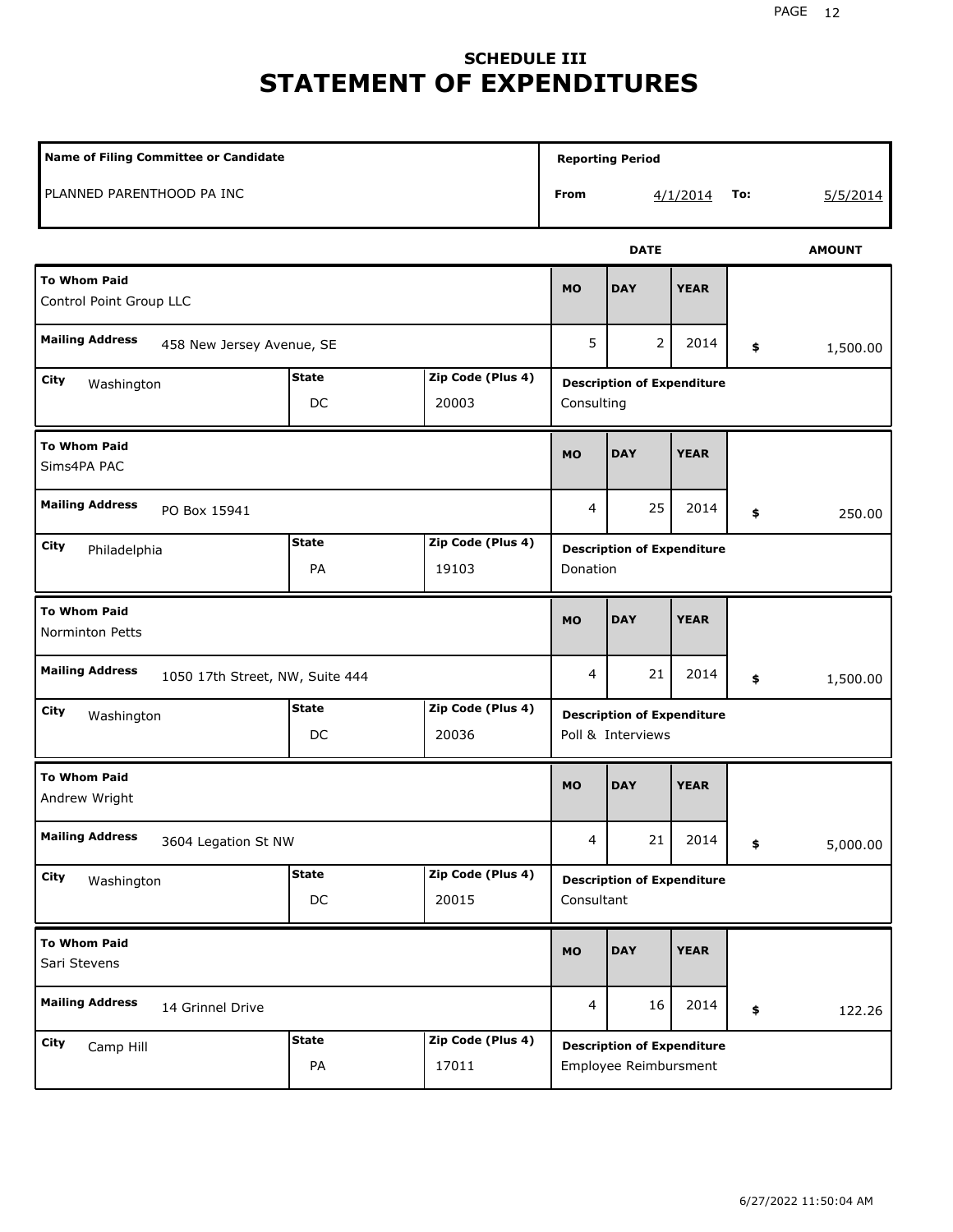## SCHEDULE III

# STATEMENT OF EXPENDITURES

| Name of Filing Committee or Candidate | Reporting Period |
|---|---|
| PLANNED PARENTHOOD PA INC | From 4/1/2014 To: 5/5/2014 |

| To Whom Paid | Mailing Address | City | State | Zip Code (Plus 4) | MO | DAY | YEAR | AMOUNT | Description of Expenditure |
|---|---|---|---|---|---|---|---|---|---|
| Control Point Group LLC | 458 New Jersey Avenue, SE | Washington | DC | 20003 | 5 | 2 | 2014 | $ 1,500.00 | Consulting |
| Sims4PA PAC | PO Box 15941 | Philadelphia | PA | 19103 | 4 | 25 | 2014 | $ 250.00 | Donation |
| Norminton Petts | 1050 17th Street, NW, Suite 444 | Washington | DC | 20036 | 4 | 21 | 2014 | $ 1,500.00 | Poll & Interviews |
| Andrew Wright | 3604 Legation St NW | Washington | DC | 20015 | 4 | 21 | 2014 | $ 5,000.00 | Consultant |
| Sari Stevens | 14 Grinnel Drive | Camp Hill | PA | 17011 | 4 | 16 | 2014 | $ 122.26 | Employee Reimbursment |

6/27/2022 11:50:04 AM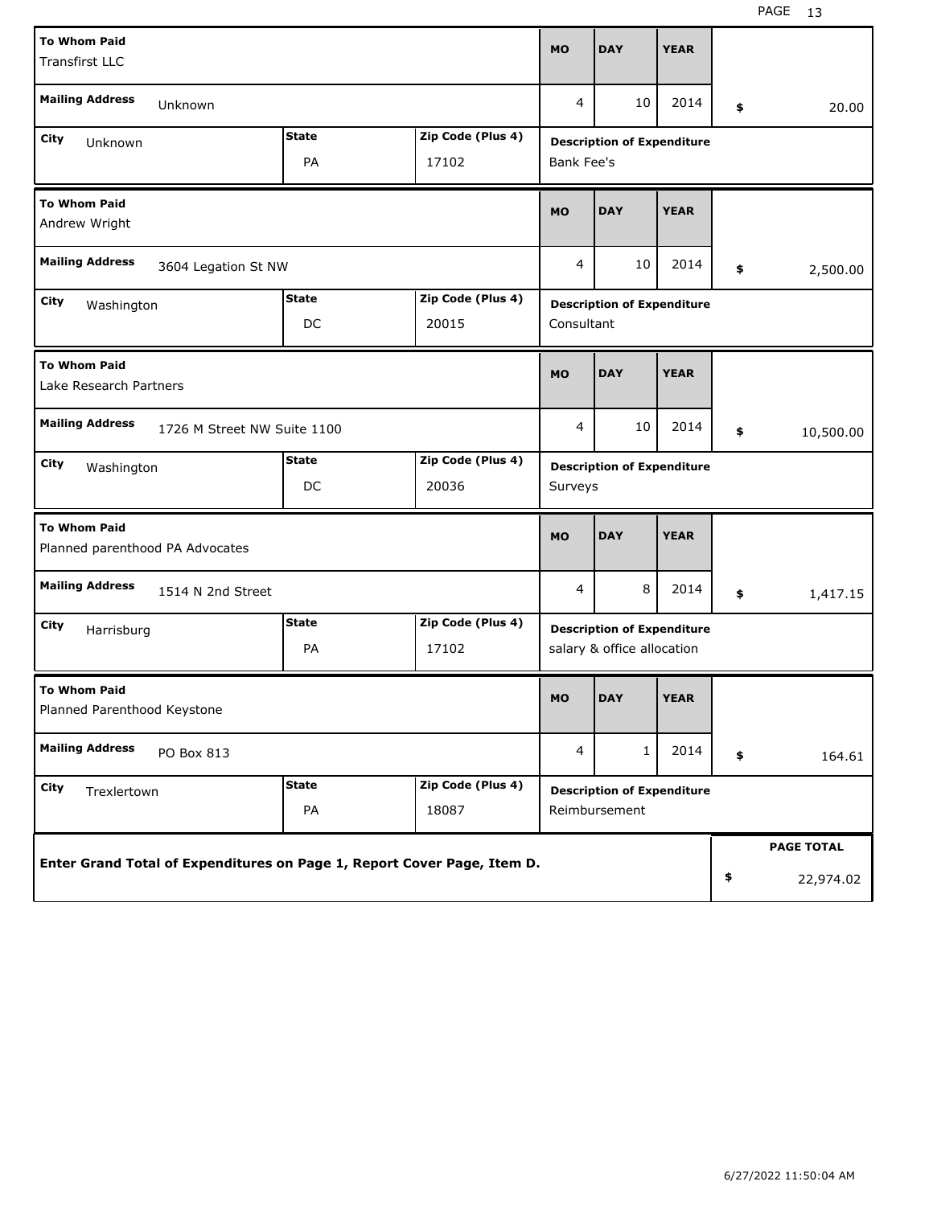| To Whom Paid | | | MO | DAY | YEAR | |
|---|---|---|---|---|---|---|
| Transfirst LLC | | | | | | |
| Mailing Address: Unknown | | | 4 | 10 | 2014 | $ 20.00 |
| City: Unknown | State: PA | Zip Code (Plus 4): 17102 | Description of Expenditure: Bank Fee's | | | |

| To Whom Paid | | | MO | DAY | YEAR | |
|---|---|---|---|---|---|---|
| Andrew Wright | | | | | | |
| Mailing Address: 3604 Legation St NW | | | 4 | 10 | 2014 | $ 2,500.00 |
| City: Washington | State: DC | Zip Code (Plus 4): 20015 | Description of Expenditure: Consultant | | | |

| To Whom Paid | | | MO | DAY | YEAR | |
|---|---|---|---|---|---|---|
| Lake Research Partners | | | | | | |
| Mailing Address: 1726 M Street NW Suite 1100 | | | 4 | 10 | 2014 | $ 10,500.00 |
| City: Washington | State: DC | Zip Code (Plus 4): 20036 | Description of Expenditure: Surveys | | | |

| To Whom Paid | | | MO | DAY | YEAR | |
|---|---|---|---|---|---|---|
| Planned parenthood PA Advocates | | | | | | |
| Mailing Address: 1514 N 2nd Street | | | 4 | 8 | 2014 | $ 1,417.15 |
| City: Harrisburg | State: PA | Zip Code (Plus 4): 17102 | Description of Expenditure: salary & office allocation | | | |

| To Whom Paid | | | MO | DAY | YEAR | |
|---|---|---|---|---|---|---|
| Planned Parenthood Keystone | | | | | | |
| Mailing Address: PO Box 813 | | | 4 | 1 | 2014 | $ 164.61 |
| City: Trexlertown | State: PA | Zip Code (Plus 4): 18087 | Description of Expenditure: Reimbursement | | | |

| | PAGE TOTAL |
|---|---|
| Enter Grand Total of Expenditures on Page 1, Report Cover Page, Item D. | $ 22,974.02 |

6/27/2022 11:50:04 AM